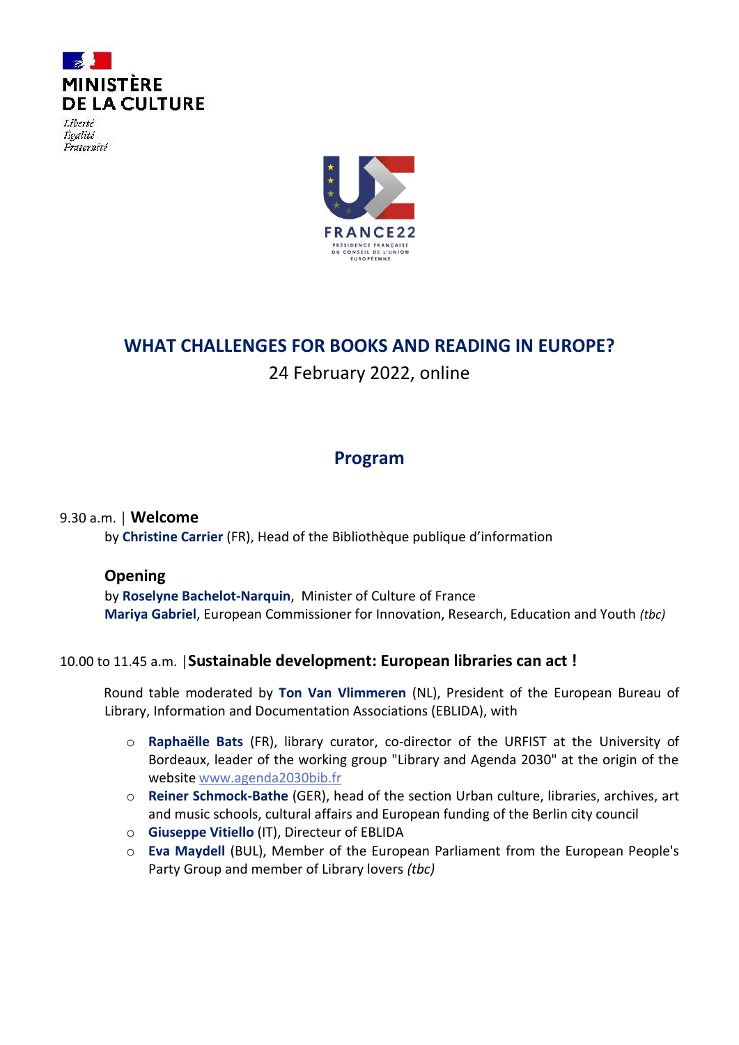MINISTÈRE DE LA CULTURE

Liberté
Égalité
Fraternité

FRANCE22
PRÉSIDENCE FRANÇAISE DU CONSEIL DE L'UNION EUROPÉENNE

# WHAT CHALLENGES FOR BOOKS AND READING IN EUROPE?

24 February 2022, online

## Program

9.30 a.m. | **Welcome**

by **Christine Carrier** (FR), Head of the Bibliothèque publique d'information

### Opening

by **Roselyne Bachelot-Narquin**, Minister of Culture of France
**Mariya Gabriel**, European Commissioner for Innovation, Research, Education and Youth *(tbc)*

10.00 to 11.45 a.m. | **Sustainable development: European libraries can act !**

Round table moderated by **Ton Van Vlimmeren** (NL), President of the European Bureau of Library, Information and Documentation Associations (EBLIDA), with

- **Raphaëlle Bats** (FR), library curator, co-director of the URFIST at the University of Bordeaux, leader of the working group "Library and Agenda 2030" at the origin of the website www.agenda2030bib.fr
- **Reiner Schmock-Bathe** (GER), head of the section Urban culture, libraries, archives, art and music schools, cultural affairs and European funding of the Berlin city council
- **Giuseppe Vitiello** (IT), Directeur of EBLIDA
- **Eva Maydell** (BUL), Member of the European Parliament from the European People's Party Group and member of Library lovers *(tbc)*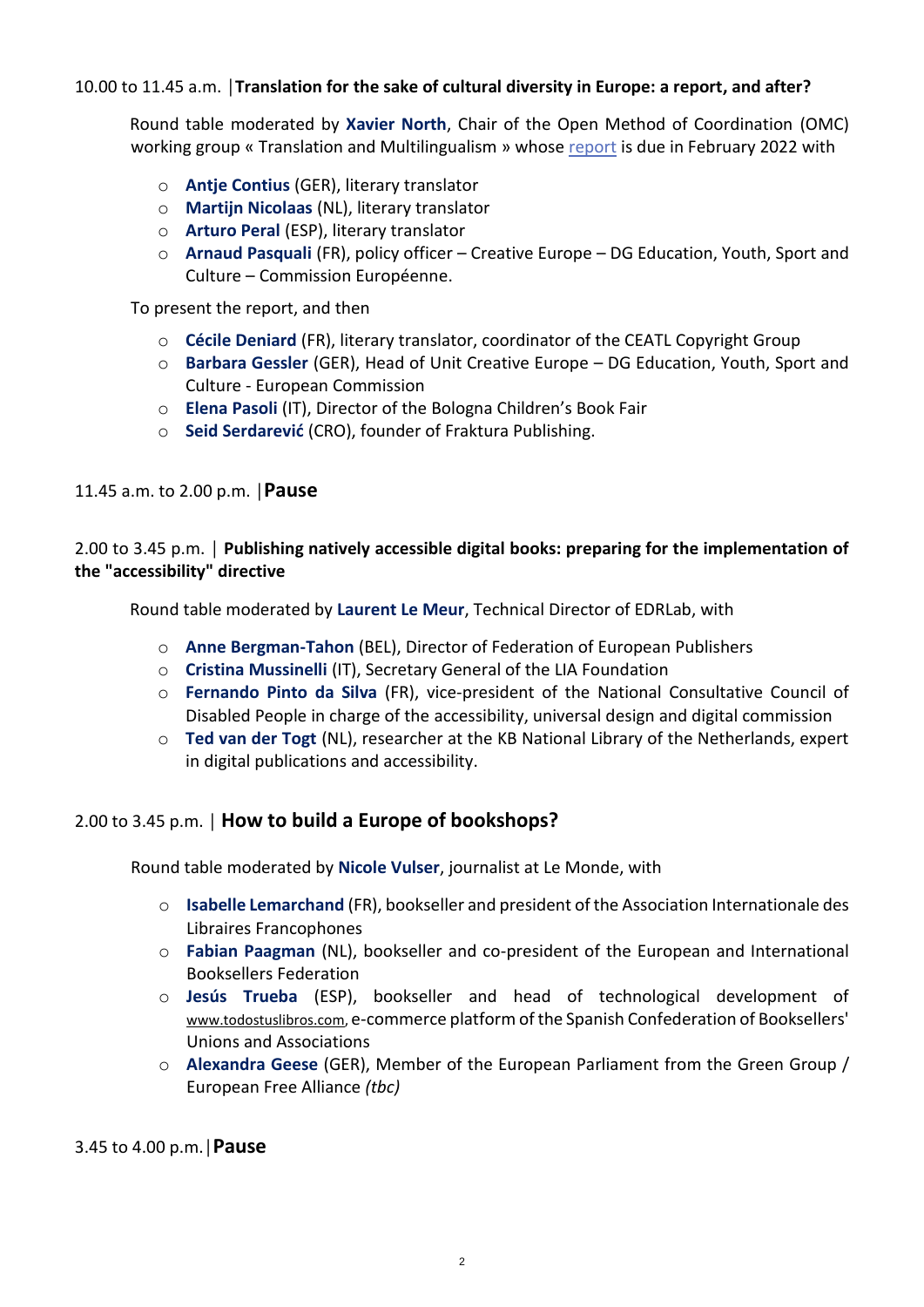10.00 to 11.45 a.m. | **Translation for the sake of cultural diversity in Europe: a report, and after?**

Round table moderated by **Xavier North**, Chair of the Open Method of Coordination (OMC) working group « Translation and Multilingualism » whose report is due in February 2022 with

- **Antje Contius** (GER), literary translator
- **Martijn Nicolaas** (NL), literary translator
- **Arturo Peral** (ESP), literary translator
- **Arnaud Pasquali** (FR), policy officer – Creative Europe – DG Education, Youth, Sport and Culture – Commission Européenne.

To present the report, and then

- **Cécile Deniard** (FR), literary translator, coordinator of the CEATL Copyright Group
- **Barbara Gessler** (GER), Head of Unit Creative Europe – DG Education, Youth, Sport and Culture - European Commission
- **Elena Pasoli** (IT), Director of the Bologna Children's Book Fair
- **Seid Serdarević** (CRO), founder of Fraktura Publishing.

11.45 a.m. to 2.00 p.m. | **Pause**

2.00 to 3.45 p.m. | **Publishing natively accessible digital books: preparing for the implementation of the "accessibility" directive**

Round table moderated by **Laurent Le Meur**, Technical Director of EDRLab, with

- **Anne Bergman-Tahon** (BEL), Director of Federation of European Publishers
- **Cristina Mussinelli** (IT), Secretary General of the LIA Foundation
- **Fernando Pinto da Silva** (FR), vice-president of the National Consultative Council of Disabled People in charge of the accessibility, universal design and digital commission
- **Ted van der Togt** (NL), researcher at the KB National Library of the Netherlands, expert in digital publications and accessibility.

2.00 to 3.45 p.m. | **How to build a Europe of bookshops?**

Round table moderated by **Nicole Vulser**, journalist at Le Monde, with

- **Isabelle Lemarchand** (FR), bookseller and president of the Association Internationale des Libraires Francophones
- **Fabian Paagman** (NL), bookseller and co-president of the European and International Booksellers Federation
- **Jesús Trueba** (ESP), bookseller and head of technological development of www.todostuslibros.com, e-commerce platform of the Spanish Confederation of Booksellers' Unions and Associations
- **Alexandra Geese** (GER), Member of the European Parliament from the Green Group / European Free Alliance *(tbc)*

3.45 to 4.00 p.m. | **Pause**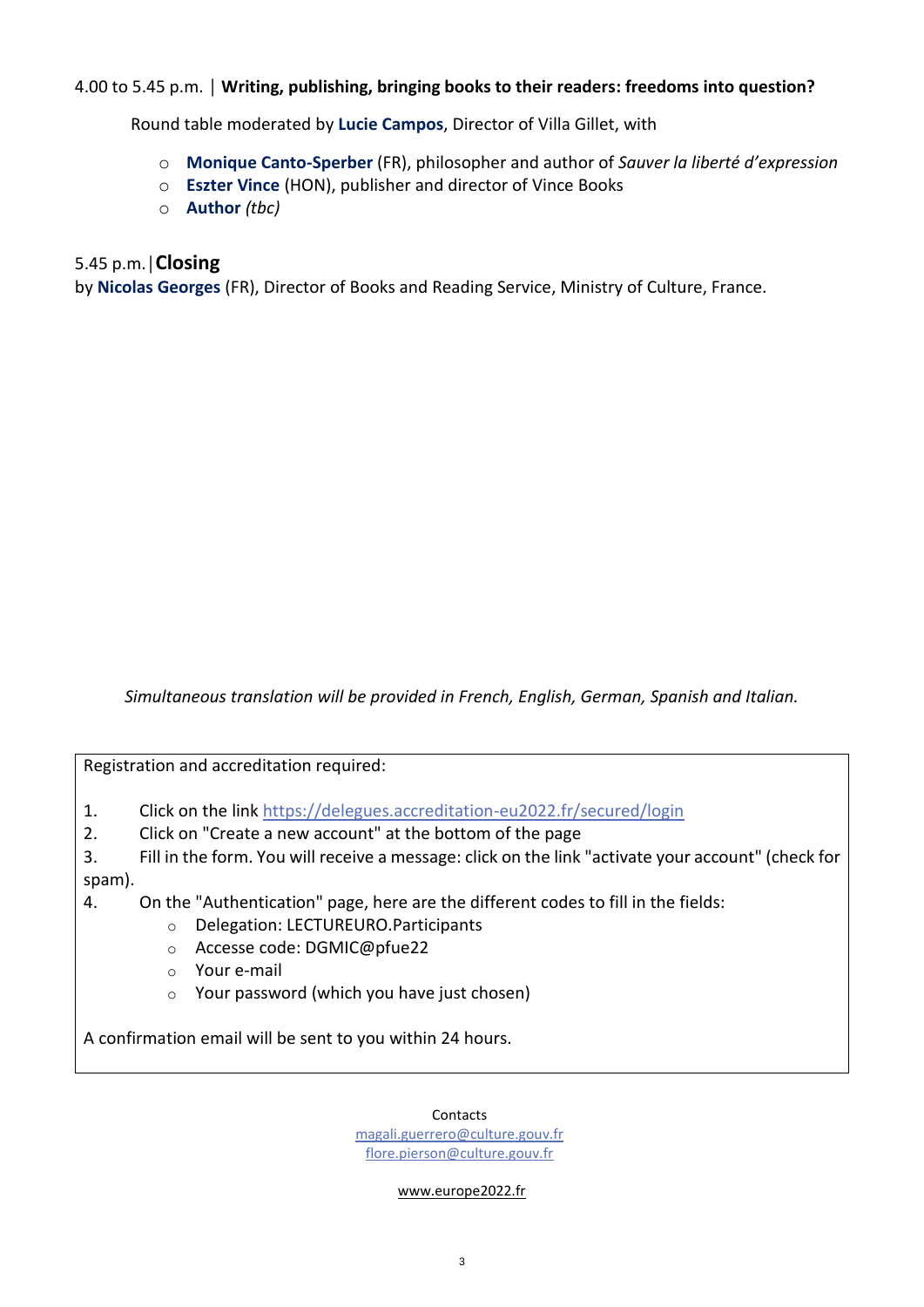4.00 to 5.45 p.m. | **Writing, publishing, bringing books to their readers: freedoms into question?**

Round table moderated by **Lucie Campos**, Director of Villa Gillet, with

- **Monique Canto-Sperber** (FR), philosopher and author of *Sauver la liberté d'expression*
- **Eszter Vince** (HON), publisher and director of Vince Books
- **Author** *(tbc)*

5.45 p.m. | **Closing**
by **Nicolas Georges** (FR), Director of Books and Reading Service, Ministry of Culture, France.

*Simultaneous translation will be provided in French, English, German, Spanish and Italian.*

Registration and accreditation required:

1. Click on the link https://delegues.accreditation-eu2022.fr/secured/login
2. Click on "Create a new account" at the bottom of the page
3. Fill in the form. You will receive a message: click on the link "activate your account" (check for spam).
4. On the "Authentication" page, here are the different codes to fill in the fields:
   - Delegation: LECTUREURO.Participants
   - Accesse code: DGMIC@pfue22
   - Your e-mail
   - Your password (which you have just chosen)

A confirmation email will be sent to you within 24 hours.

Contacts
magali.guerrero@culture.gouv.fr
flore.pierson@culture.gouv.fr

www.europe2022.fr